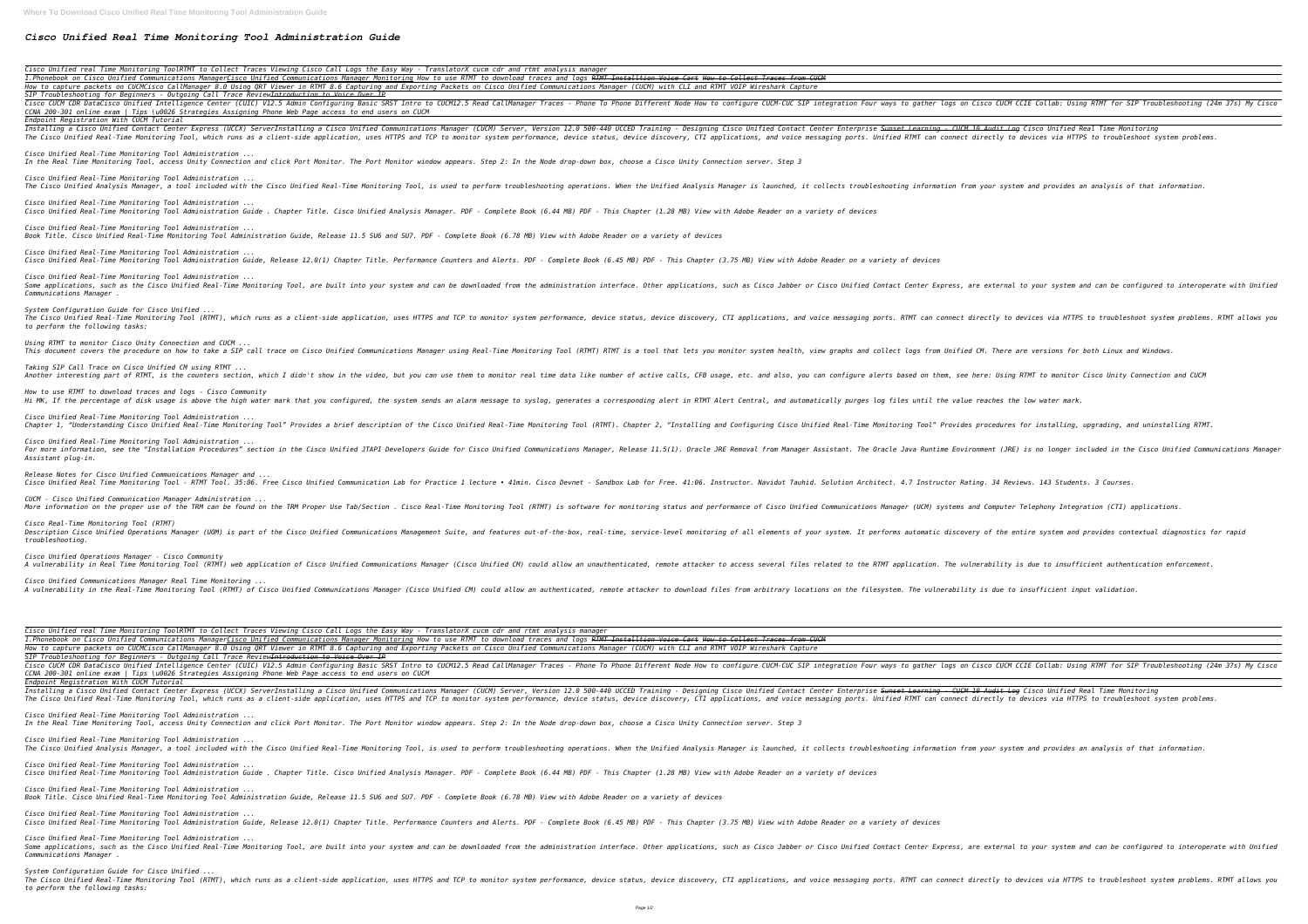# Cisco Unified Real Time Monitoring Tool Administration Guide

*Cisco Unified real Time Monitoring ToolRTMT to Collect Traces Viewing Cisco Call Logs the Easy Way - TranslatorX cucm cdr and rtmt analysis manager*
*1.Phonebook on Cisco Unified Communications ManagerCisco Unified Communications Manager Monitoring How to use RTMT to download traces and logs ~~RTMT Installtion Voice Cart~~ How to Collect Traces from CUCM*
*How to capture packets on CUCMCisco CallManager 8.0 Using QRT Viewer in RTMT 8.6 Capturing and Exporting Packets on Cisco Unified Communications Manager (CUCM) with CLI and RTMT VOIP Wireshark Capture*
*SIP Troubleshooting for Beginners - Outgoing Call Trace ReviewIntroduction to Voice Over IP*
*Cisco CUCM CDR DataCisco Unified Intelligence Center (CUIC) V12.5 Admin Configuring Basic SRST Intro to CUCM12.5 Read CallManager Traces - Phone To Phone Different Node How to configure CUCM-CUC SIP integration Four ways to gather logs on Cisco CUCM CCIE Collab: Using RTMT for SIP Troubleshooting (24m 37s) My Cisco CCNA 200-301 online exam | Tips \u0026 Strategies Assigning Phone Web Page access to end users on CUCM*
*Endpoint Registration With CUCM Tutorial*
*Installing a Cisco Unified Contact Center Express (UCCX) ServerInstalling a Cisco Unified Communications Manager (CUCM) Server, Version 12.0 500-440 UCCED Training - Designing Cisco Unified Contact Center Enterprise ~~Sunset Learning - CUCM 10 Audit Log~~ Cisco Unified Real Time Monitoring*
*The Cisco Unified Real-Time Monitoring Tool, which runs as a client-side application, uses HTTPS and TCP to monitor system performance, device status, device discovery, CTI applications, and voice messaging ports. Unified RTMT can connect directly to devices via HTTPS to troubleshoot system problems.*

*Cisco Unified Real-Time Monitoring Tool Administration ...*
*In the Real Time Monitoring Tool, access Unity Connection and click Port Monitor. The Port Monitor window appears. Step 2: In the Node drop-down box, choose a Cisco Unity Connection server. Step 3*

*Cisco Unified Real-Time Monitoring Tool Administration ...*
*The Cisco Unified Analysis Manager, a tool included with the Cisco Unified Real-Time Monitoring Tool, is used to perform troubleshooting operations. When the Unified Analysis Manager is launched, it collects troubleshooting information from your system and provides an analysis of that information.*

*Cisco Unified Real-Time Monitoring Tool Administration ...*
*Cisco Unified Real-Time Monitoring Tool Administration Guide . Chapter Title. Cisco Unified Analysis Manager. PDF - Complete Book (6.44 MB) PDF - This Chapter (1.28 MB) View with Adobe Reader on a variety of devices*

*Cisco Unified Real-Time Monitoring Tool Administration ...*
*Book Title. Cisco Unified Real-Time Monitoring Tool Administration Guide, Release 11.5 SU6 and SU7. PDF - Complete Book (6.78 MB) View with Adobe Reader on a variety of devices*

*Cisco Unified Real-Time Monitoring Tool Administration ...*
*Cisco Unified Real-Time Monitoring Tool Administration Guide, Release 12.0(1) Chapter Title. Performance Counters and Alerts. PDF - Complete Book (6.45 MB) PDF - This Chapter (3.75 MB) View with Adobe Reader on a variety of devices*

*Cisco Unified Real-Time Monitoring Tool Administration ...*
*Some applications, such as the Cisco Unified Real-Time Monitoring Tool, are built into your system and can be downloaded from the administration interface. Other applications, such as Cisco Jabber or Cisco Unified Contact Center Express, are external to your system and can be configured to interoperate with Unified Communications Manager .*

*System Configuration Guide for Cisco Unified ...*
*The Cisco Unified Real-Time Monitoring Tool (RTMT), which runs as a client-side application, uses HTTPS and TCP to monitor system performance, device status, device discovery, CTI applications, and voice messaging ports. RTMT can connect directly to devices via HTTPS to troubleshoot system problems. RTMT allows you to perform the following tasks:*

*Using RTMT to monitor Cisco Unity Connection and CUCM ...*
*This document covers the procedure on how to take a SIP call trace on Cisco Unified Communications Manager using Real-Time Monitoring Tool (RTMT) RTMT is a tool that lets you monitor system health, view graphs and collect logs from Unified CM. There are versions for both Linux and Windows.*

*Taking SIP Call Trace on Cisco Unified CM using RTMT ...*
*Another interesting part of RTMT, is the counters section, which I didn't show in the video, but you can use them to monitor real time data like number of active calls, CFB usage, etc. and also, you can configure alerts based on them, see here: Using RTMT to monitor Cisco Unity Connection and CUCM*

*How to use RTMT to download traces and logs - Cisco Community*
*Hi MK, If the percentage of disk usage is above the high water mark that you configured, the system sends an alarm message to syslog, generates a corresponding alert in RTMT Alert Central, and automatically purges log files until the value reaches the low water mark.*

*Cisco Unified Real-Time Monitoring Tool Administration ...*
*Chapter 1, "Understanding Cisco Unified Real-Time Monitoring Tool" Provides a brief description of the Cisco Unified Real-Time Monitoring Tool (RTMT). Chapter 2, "Installing and Configuring Cisco Unified Real-Time Monitoring Tool" Provides procedures for installing, upgrading, and uninstalling RTMT.*

*Cisco Unified Real-Time Monitoring Tool Administration ...*
*For more information, see the "Installation Procedures" section in the Cisco Unified JTAPI Developers Guide for Cisco Unified Communications Manager, Release 11.5(1). Oracle JRE Removal from Manager Assistant. The Oracle Java Runtime Environment (JRE) is no longer included in the Cisco Unified Communications Manager Assistant plug-in.*

*Release Notes for Cisco Unified Communications Manager and ...*
*Cisco Unified Real Time Monitoring Tool - RTMT Tool. 35:06. Free Cisco Unified Communication Lab for Practice 1 lecture • 41min. Cisco Devnet - Sandbox Lab for Free. 41:06. Instructor. Navidut Tauhid. Solution Architect. 4.7 Instructor Rating. 34 Reviews. 143 Students. 3 Courses.*

*CUCM - Cisco Unified Communication Manager Administration ...*
*More information on the proper use of the TRM can be found on the TRM Proper Use Tab/Section . Cisco Real-Time Monitoring Tool (RTMT) is software for monitoring status and performance of Cisco Unified Communications Manager (UCM) systems and Computer Telephony Integration (CTI) applications.*

*Cisco Real-Time Monitoring Tool (RTMT)*
*Description Cisco Unified Operations Manager (UOM) is part of the Cisco Unified Communications Management Suite, and features out-of-the-box, real-time, service-level monitoring of all elements of your system. It performs automatic discovery of the entire system and provides contextual diagnostics for rapid troubleshooting.*

*Cisco Unified Operations Manager - Cisco Community*
*A vulnerability in Real Time Monitoring Tool (RTMT) web application of Cisco Unified Communications Manager (Cisco Unified CM) could allow an unauthenticated, remote attacker to access several files related to the RTMT application. The vulnerability is due to insufficient authentication enforcement.*

*Cisco Unified Communications Manager Real Time Monitoring ...*
*A vulnerability in the Real-Time Monitoring Tool (RTMT) of Cisco Unified Communications Manager (Cisco Unified CM) could allow an authenticated, remote attacker to download files from arbitrary locations on the filesystem. The vulnerability is due to insufficient input validation.*

*Cisco Unified real Time Monitoring ToolRTMT to Collect Traces Viewing Cisco Call Logs the Easy Way - TranslatorX cucm cdr and rtmt analysis manager*
*1.Phonebook on Cisco Unified Communications ManagerCisco Unified Communications Manager Monitoring How to use RTMT to download traces and logs ~~RTMT Installtion Voice Cart~~ How to Collect Traces from CUCM*
*How to capture packets on CUCMCisco CallManager 8.0 Using QRT Viewer in RTMT 8.6 Capturing and Exporting Packets on Cisco Unified Communications Manager (CUCM) with CLI and RTMT VOIP Wireshark Capture*
*SIP Troubleshooting for Beginners - Outgoing Call Trace ReviewIntroduction to Voice Over IP*
*Cisco CUCM CDR DataCisco Unified Intelligence Center (CUIC) V12.5 Admin Configuring Basic SRST Intro to CUCM12.5 Read CallManager Traces - Phone To Phone Different Node How to configure CUCM-CUC SIP integration Four ways to gather logs on Cisco CUCM CCIE Collab: Using RTMT for SIP Troubleshooting (24m 37s) My Cisco CCNA 200-301 online exam | Tips \u0026 Strategies Assigning Phone Web Page access to end users on CUCM*
*Endpoint Registration With CUCM Tutorial*
*Installing a Cisco Unified Contact Center Express (UCCX) ServerInstalling a Cisco Unified Communications Manager (CUCM) Server, Version 12.0 500-440 UCCED Training - Designing Cisco Unified Contact Center Enterprise ~~Sunset Learning - CUCM 10 Audit Log~~ Cisco Unified Real Time Monitoring*
*The Cisco Unified Real-Time Monitoring Tool, which runs as a client-side application, uses HTTPS and TCP to monitor system performance, device status, device discovery, CTI applications, and voice messaging ports. Unified RTMT can connect directly to devices via HTTPS to troubleshoot system problems.*

*Cisco Unified Real-Time Monitoring Tool Administration ...*
*In the Real Time Monitoring Tool, access Unity Connection and click Port Monitor. The Port Monitor window appears. Step 2: In the Node drop-down box, choose a Cisco Unity Connection server. Step 3*

*Cisco Unified Real-Time Monitoring Tool Administration ...*
*The Cisco Unified Analysis Manager, a tool included with the Cisco Unified Real-Time Monitoring Tool, is used to perform troubleshooting operations. When the Unified Analysis Manager is launched, it collects troubleshooting information from your system and provides an analysis of that information.*

*Cisco Unified Real-Time Monitoring Tool Administration ...*
*Cisco Unified Real-Time Monitoring Tool Administration Guide . Chapter Title. Cisco Unified Analysis Manager. PDF - Complete Book (6.44 MB) PDF - This Chapter (1.28 MB) View with Adobe Reader on a variety of devices*

*Cisco Unified Real-Time Monitoring Tool Administration ...*
*Book Title. Cisco Unified Real-Time Monitoring Tool Administration Guide, Release 11.5 SU6 and SU7. PDF - Complete Book (6.78 MB) View with Adobe Reader on a variety of devices*

*Cisco Unified Real-Time Monitoring Tool Administration ...*
*Cisco Unified Real-Time Monitoring Tool Administration Guide, Release 12.0(1) Chapter Title. Performance Counters and Alerts. PDF - Complete Book (6.45 MB) PDF - This Chapter (3.75 MB) View with Adobe Reader on a variety of devices*

*Cisco Unified Real-Time Monitoring Tool Administration ...*
*Some applications, such as the Cisco Unified Real-Time Monitoring Tool, are built into your system and can be downloaded from the administration interface. Other applications, such as Cisco Jabber or Cisco Unified Contact Center Express, are external to your system and can be configured to interoperate with Unified Communications Manager .*

*System Configuration Guide for Cisco Unified ...*
*The Cisco Unified Real-Time Monitoring Tool (RTMT), which runs as a client-side application, uses HTTPS and TCP to monitor system performance, device status, device discovery, CTI applications, and voice messaging ports. RTMT can connect directly to devices via HTTPS to troubleshoot system problems. RTMT allows you to perform the following tasks:*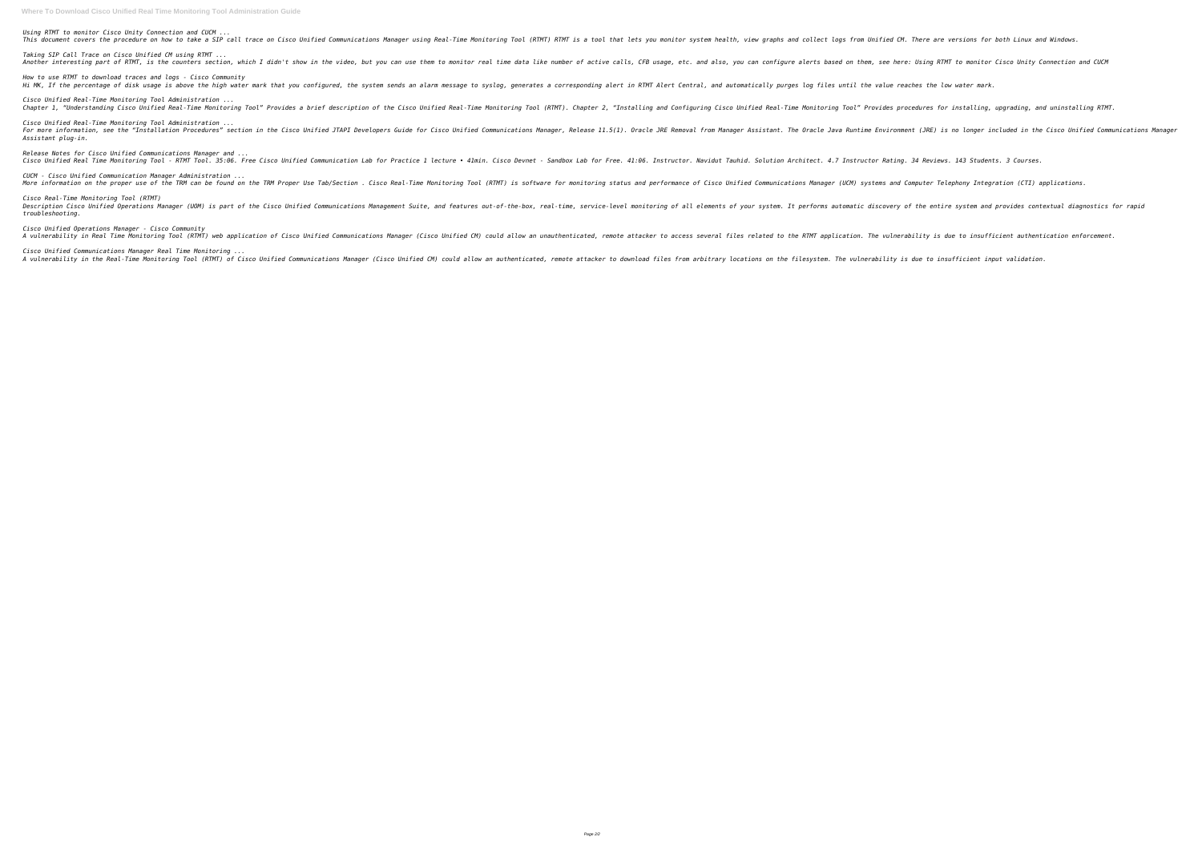*Using RTMT to monitor Cisco Unity Connection and CUCM ...*
*This document covers the procedure on how to take a SIP call trace on Cisco Unified Communications Manager using Real-Time Monitoring Tool (RTMT) RTMT is a tool that lets you monitor system health, view graphs and collect logs from Unified CM. There are versions for both Linux and Windows.*

*Taking SIP Call Trace on Cisco Unified CM using RTMT ...*
*Another interesting part of RTMT, is the counters section, which I didn't show in the video, but you can use them to monitor real time data like number of active calls, CFB usage, etc. and also, you can configure alerts based on them, see here: Using RTMT to monitor Cisco Unity Connection and CUCM*

*How to use RTMT to download traces and logs - Cisco Community*
*Hi MK, If the percentage of disk usage is above the high water mark that you configured, the system sends an alarm message to syslog, generates a corresponding alert in RTMT Alert Central, and automatically purges log files until the value reaches the low water mark.*

*Cisco Unified Real-Time Monitoring Tool Administration ...*
*Chapter 1, "Understanding Cisco Unified Real-Time Monitoring Tool" Provides a brief description of the Cisco Unified Real-Time Monitoring Tool (RTMT). Chapter 2, "Installing and Configuring Cisco Unified Real-Time Monitoring Tool" Provides procedures for installing, upgrading, and uninstalling RTMT.*

*Cisco Unified Real-Time Monitoring Tool Administration ...*
*For more information, see the "Installation Procedures" section in the Cisco Unified JTAPI Developers Guide for Cisco Unified Communications Manager, Release 11.5(1). Oracle JRE Removal from Manager Assistant. The Oracle Java Runtime Environment (JRE) is no longer included in the Cisco Unified Communications Manager Assistant plug-in.*

*Release Notes for Cisco Unified Communications Manager and ...*
*Cisco Unified Real Time Monitoring Tool - RTMT Tool. 35:06. Free Cisco Unified Communication Lab for Practice 1 lecture • 41min. Cisco Devnet - Sandbox Lab for Free. 41:06. Instructor. Navidut Tauhid. Solution Architect. 4.7 Instructor Rating. 34 Reviews. 143 Students. 3 Courses.*

*CUCM - Cisco Unified Communication Manager Administration ...*
*More information on the proper use of the TRM can be found on the TRM Proper Use Tab/Section . Cisco Real-Time Monitoring Tool (RTMT) is software for monitoring status and performance of Cisco Unified Communications Manager (UCM) systems and Computer Telephony Integration (CTI) applications.*

*Cisco Real-Time Monitoring Tool (RTMT)*
*Description Cisco Unified Operations Manager (UOM) is part of the Cisco Unified Communications Management Suite, and features out-of-the-box, real-time, service-level monitoring of all elements of your system. It performs automatic discovery of the entire system and provides contextual diagnostics for rapid troubleshooting.*

*Cisco Unified Operations Manager - Cisco Community*
*A vulnerability in Real Time Monitoring Tool (RTMT) web application of Cisco Unified Communications Manager (Cisco Unified CM) could allow an unauthenticated, remote attacker to access several files related to the RTMT application. The vulnerability is due to insufficient authentication enforcement.*

*Cisco Unified Communications Manager Real Time Monitoring ...*
*A vulnerability in the Real-Time Monitoring Tool (RTMT) of Cisco Unified Communications Manager (Cisco Unified CM) could allow an authenticated, remote attacker to download files from arbitrary locations on the filesystem. The vulnerability is due to insufficient input validation.*